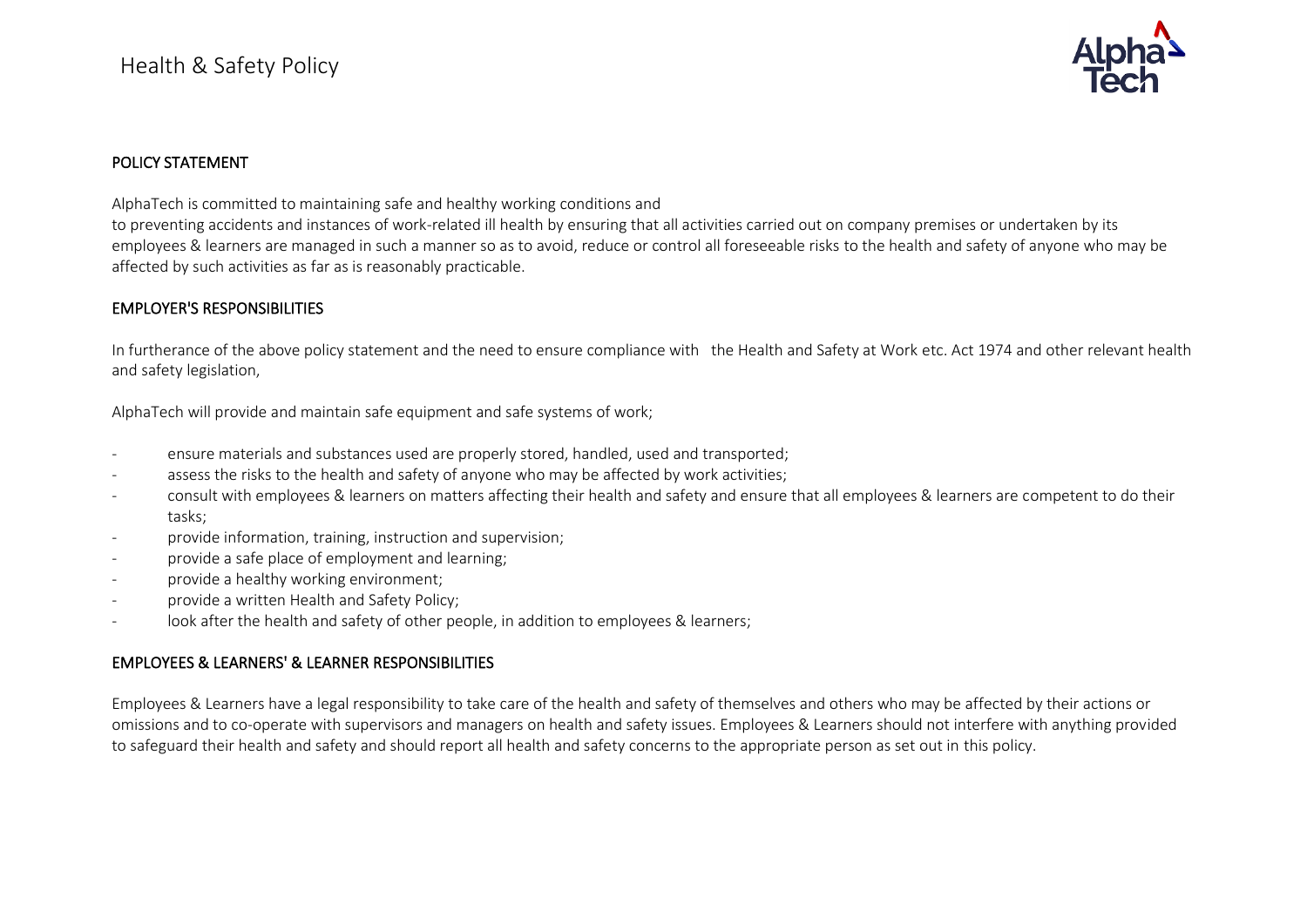# Health & Safety Policy

## POLICY STATEMENT

AlphaTech is committed to maintaining safe and healthy working conditions and to preventing accidents and instances of work-related ill health by ensuring that all activities carried out on company premises or undertaken by its employees & learners are managed in such a manner so as to avoid, reduce or control all foreseeable risks to the health and safety of anyone who may be affected by such activities as far as is reasonably practicable.

## EMPLOYER'S RESPONSIBILITIES

In furtherance of the above policy statement and the need to ensure compliance with the Health and Safety at Work etc. Act 1974 and other relevant health and safety legislation,

AlphaTech will provide and maintain safe equipment and safe systems of work;

- ensure materials and substances used are properly stored, handled, used and transported;
- assess the risks to the health and safety of anyone who may be affected by work activities;
- consult with employees & learners on matters affecting their health and safety and ensure that all employees & learners are competent to do their tasks;
- provide information, training, instruction and supervision;
- provide a safe place of employment and learning;
- provide a healthy working environment;
- provide a written Health and Safety Policy;
- look after the health and safety of other people, in addition to employees & learners;

## EMPLOYEES & LEARNERS' & LEARNER RESPONSIBILITIES

Employees & Learners have a legal responsibility to take care of the health and safety of themselves and others who may be affected by their actions or omissions and to co-operate with supervisors and managers on health and safety issues. Employees & Learners should not interfere with anything provided to safeguard their health and safety and should report all health and safety concerns to the appropriate person as set out in this policy.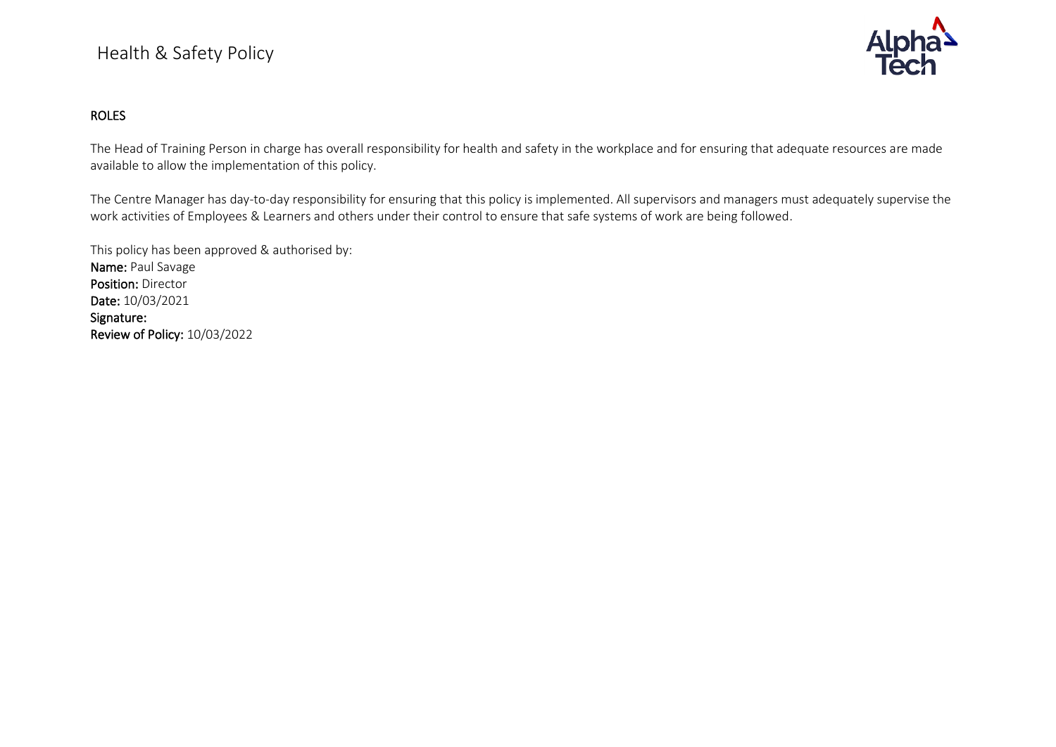## ROLES

The Head of Training Person in charge has overall responsibility for health and safety in the workplace and for ensuring that adequate resources are made available to allow the implementation of this policy.

The Centre Manager has day-to-day responsibility for ensuring that this policy is implemented. All supervisors and managers must adequately supervise the work activities of Employees & Learners and others under their control to ensure that safe systems of work are being followed.

This policy has been approved & authorised by:
**Name:** Paul Savage
**Position:** Director
**Date:** 10/03/2021
**Signature:**
**Review of Policy:** 10/03/2022